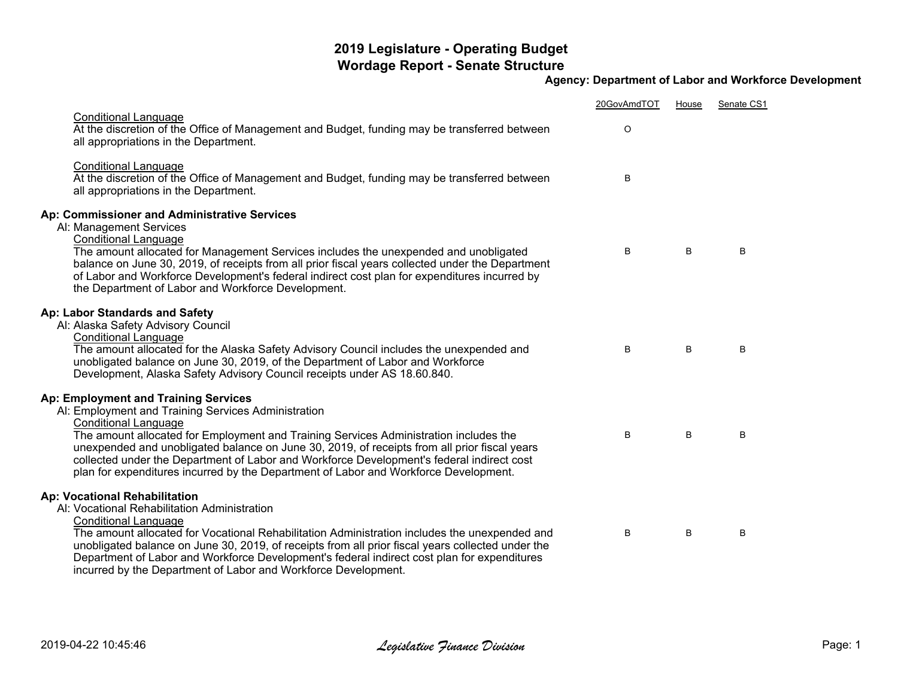# 2019 Legislature - Operating Budget
## Wordage Report - Senate Structure

**Agency: Department of Labor and Workforce Development**

| | 20GovAmdTOT | House | Senate CS1 |
|---|---|---|---|
| Conditional Language<br>At the discretion of the Office of Management and Budget, funding may be transferred between all appropriations in the Department. | O | | |
| Conditional Language<br>At the discretion of the Office of Management and Budget, funding may be transferred between all appropriations in the Department. | B | | |
| **Ap: Commissioner and Administrative Services**<br>Al: Management Services<br>Conditional Language<br>The amount allocated for Management Services includes the unexpended and unobligated balance on June 30, 2019, of receipts from all prior fiscal years collected under the Department of Labor and Workforce Development's federal indirect cost plan for expenditures incurred by the Department of Labor and Workforce Development. | B | B | B |
| **Ap: Labor Standards and Safety**<br>Al: Alaska Safety Advisory Council<br>Conditional Language<br>The amount allocated for the Alaska Safety Advisory Council includes the unexpended and unobligated balance on June 30, 2019, of the Department of Labor and Workforce Development, Alaska Safety Advisory Council receipts under AS 18.60.840. | B | B | B |
| **Ap: Employment and Training Services**<br>Al: Employment and Training Services Administration<br>Conditional Language<br>The amount allocated for Employment and Training Services Administration includes the unexpended and unobligated balance on June 30, 2019, of receipts from all prior fiscal years collected under the Department of Labor and Workforce Development's federal indirect cost plan for expenditures incurred by the Department of Labor and Workforce Development. | B | B | B |
| **Ap: Vocational Rehabilitation**<br>Al: Vocational Rehabilitation Administration<br>Conditional Language<br>The amount allocated for Vocational Rehabilitation Administration includes the unexpended and unobligated balance on June 30, 2019, of receipts from all prior fiscal years collected under the Department of Labor and Workforce Development's federal indirect cost plan for expenditures incurred by the Department of Labor and Workforce Development. | B | B | B |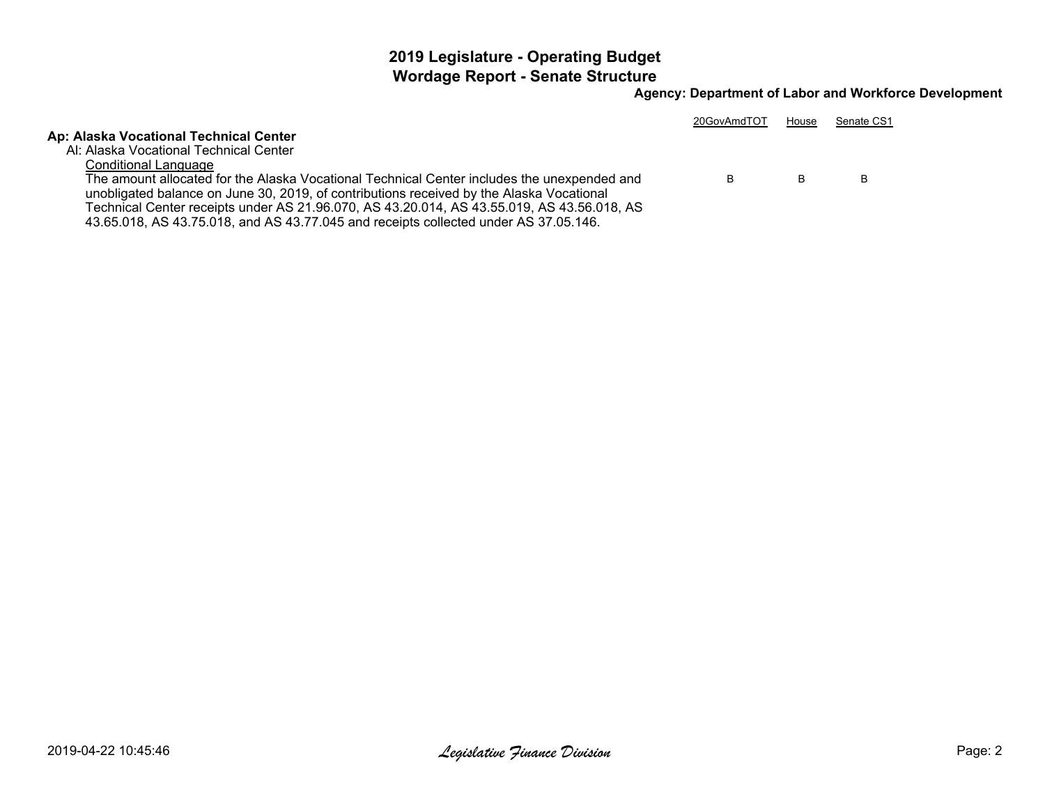# 2019 Legislature - Operating Budget
## Wordage Report - Senate Structure

**Agency: Department of Labor and Workforce Development**

| | 20GovAmdTOT | House | Senate CS1 |
|---|---|---|---|
| **Ap: Alaska Vocational Technical Center** | | | |
| Al: Alaska Vocational Technical Center | | | |
| Conditional Language | | | |
| The amount allocated for the Alaska Vocational Technical Center includes the unexpended and unobligated balance on June 30, 2019, of contributions received by the Alaska Vocational Technical Center receipts under AS 21.96.070, AS 43.20.014, AS 43.55.019, AS 43.56.018, AS 43.65.018, AS 43.75.018, and AS 43.77.045 and receipts collected under AS 37.05.146. | B | B | B |